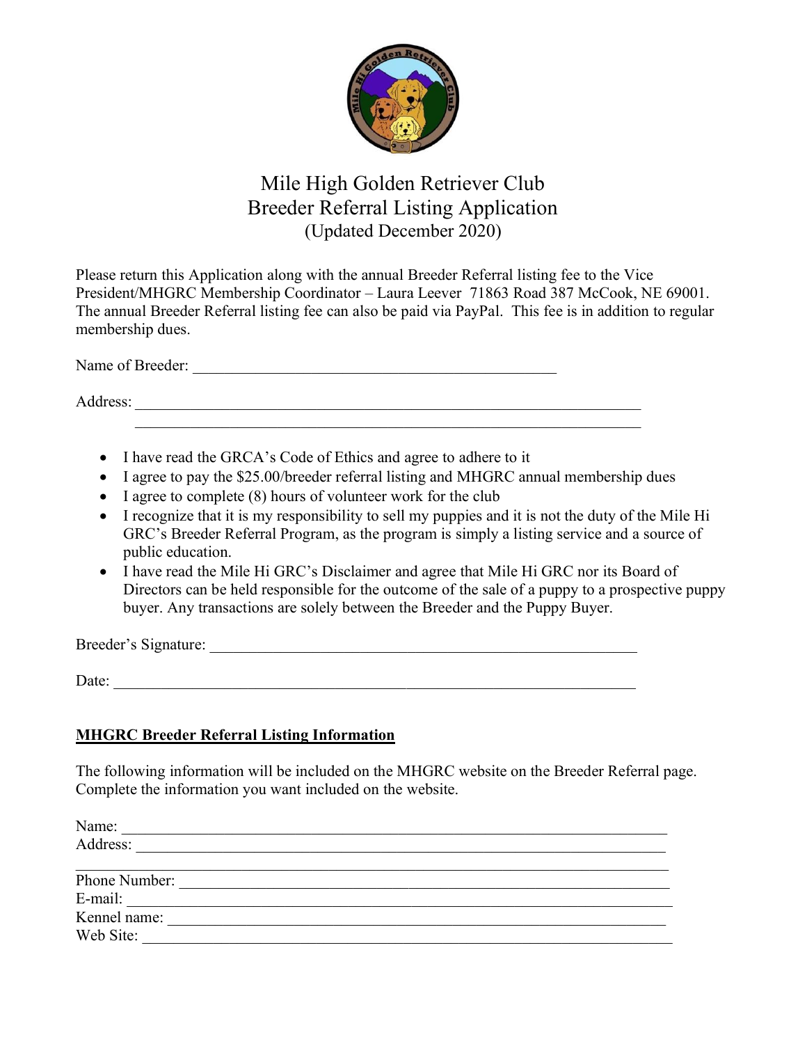# Mile High Golden Retriever Club
## Breeder Referral Listing Application
(Updated December 2020)

Please return this Application along with the annual Breeder Referral listing fee to the Vice President/MHGRC Membership Coordinator – Laura Leever 71863 Road 387 McCook, NE 69001. The annual Breeder Referral listing fee can also be paid via PayPal. This fee is in addition to regular membership dues.

Name of Breeder: ______________________________________________

Address: ___________________________________________________________________

___________________________________________________________________

- I have read the GRCA's Code of Ethics and agree to adhere to it
- I agree to pay the $25.00/breeder referral listing and MHGRC annual membership dues
- I agree to complete (8) hours of volunteer work for the club
- I recognize that it is my responsibility to sell my puppies and it is not the duty of the Mile Hi GRC's Breeder Referral Program, as the program is simply a listing service and a source of public education.
- I have read the Mile Hi GRC's Disclaimer and agree that Mile Hi GRC nor its Board of Directors can be held responsible for the outcome of the sale of a puppy to a prospective puppy buyer. Any transactions are solely between the Breeder and the Puppy Buyer.

Breeder's Signature: _______________________________________________________

Date: _____________________________________________________________________

**MHGRC Breeder Referral Listing Information**

The following information will be included on the MHGRC website on the Breeder Referral page. Complete the information you want included on the website.

Name: _______________________________________________________________________

Address: _____________________________________________________________________

_____________________________________________________________________________

Phone Number: ________________________________________________________________

E-mail: ______________________________________________________________________

Kennel name: _________________________________________________________________

Web Site: ____________________________________________________________________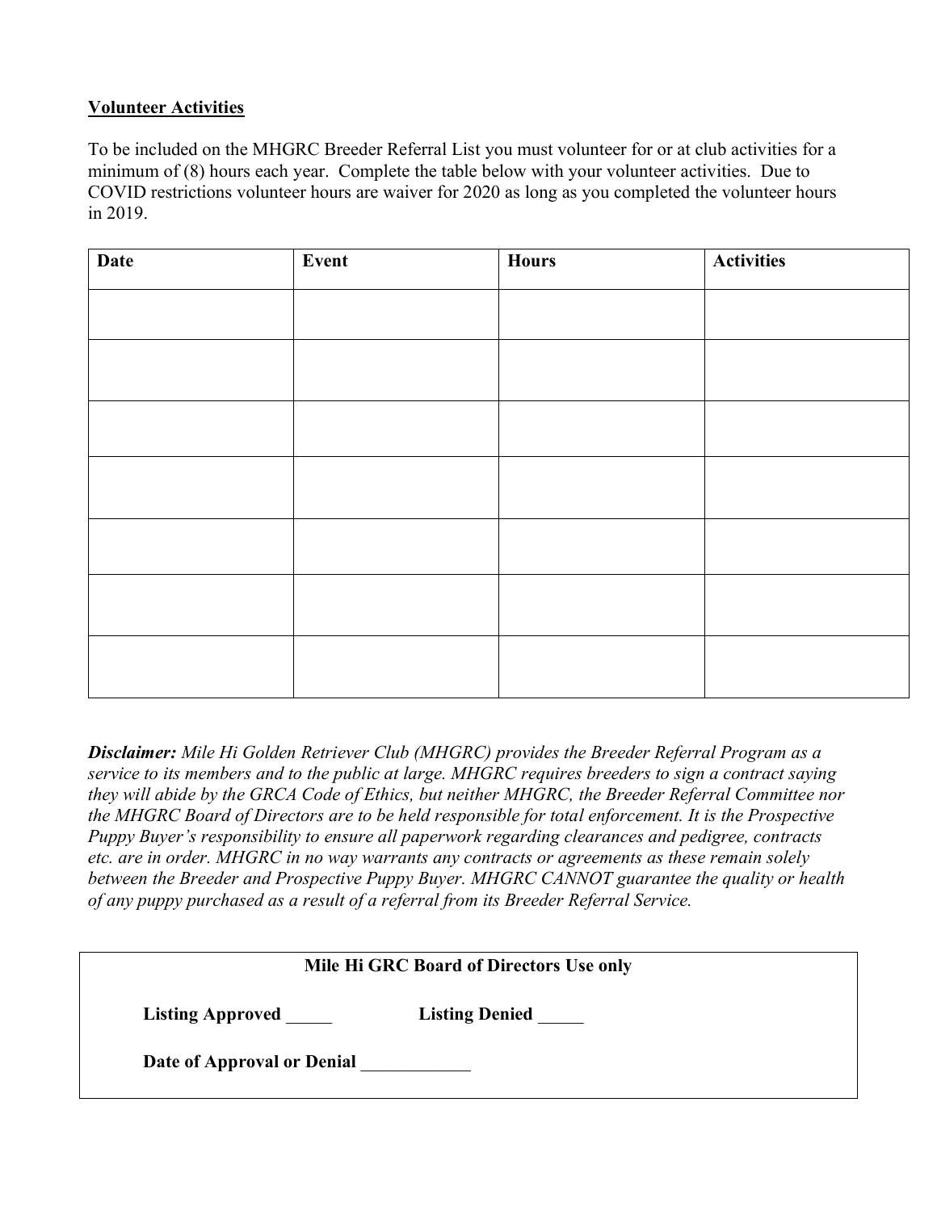**<u>Volunteer Activities</u>**

To be included on the MHGRC Breeder Referral List you must volunteer for or at club activities for a minimum of (8) hours each year. Complete the table below with your volunteer activities. Due to COVID restrictions volunteer hours are waiver for 2020 as long as you completed the volunteer hours in 2019.

| Date | Event | Hours | Activities |
|---|---|---|---|
| | | | |
| | | | |
| | | | |
| | | | |
| | | | |
| | | | |
| | | | |

***Disclaimer:*** *Mile Hi Golden Retriever Club (MHGRC) provides the Breeder Referral Program as a service to its members and to the public at large. MHGRC requires breeders to sign a contract saying they will abide by the GRCA Code of Ethics, but neither MHGRC, the Breeder Referral Committee nor the MHGRC Board of Directors are to be held responsible for total enforcement. It is the Prospective Puppy Buyer's responsibility to ensure all paperwork regarding clearances and pedigree, contracts etc. are in order. MHGRC in no way warrants any contracts or agreements as these remain solely between the Breeder and Prospective Puppy Buyer. MHGRC CANNOT guarantee the quality or health of any puppy purchased as a result of a referral from its Breeder Referral Service.*

**Mile Hi GRC Board of Directors Use only**

**Listing Approved** _____ **Listing Denied** _____

**Date of Approval or Denial** ____________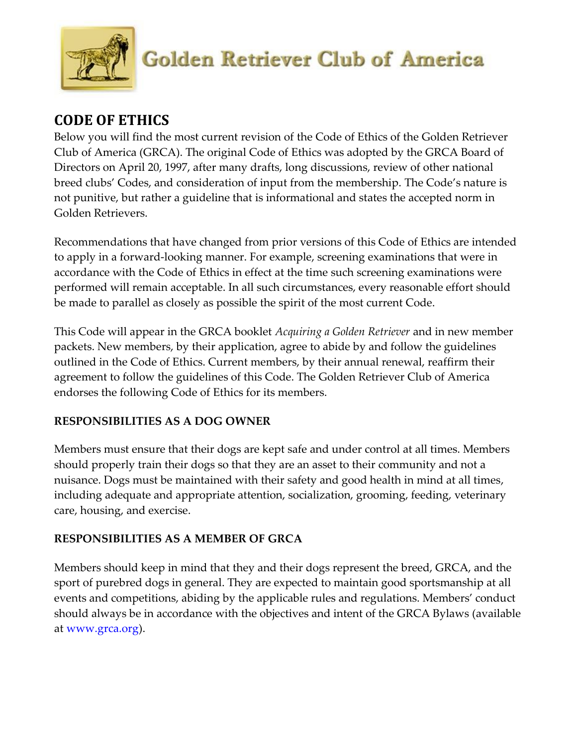# Golden Retriever Club of America

## CODE OF ETHICS

Below you will find the most current revision of the Code of Ethics of the Golden Retriever Club of America (GRCA). The original Code of Ethics was adopted by the GRCA Board of Directors on April 20, 1997, after many drafts, long discussions, review of other national breed clubs' Codes, and consideration of input from the membership. The Code's nature is not punitive, but rather a guideline that is informational and states the accepted norm in Golden Retrievers.

Recommendations that have changed from prior versions of this Code of Ethics are intended to apply in a forward-looking manner. For example, screening examinations that were in accordance with the Code of Ethics in effect at the time such screening examinations were performed will remain acceptable. In all such circumstances, every reasonable effort should be made to parallel as closely as possible the spirit of the most current Code.

This Code will appear in the GRCA booklet *Acquiring a Golden Retriever* and in new member packets. New members, by their application, agree to abide by and follow the guidelines outlined in the Code of Ethics. Current members, by their annual renewal, reaffirm their agreement to follow the guidelines of this Code. The Golden Retriever Club of America endorses the following Code of Ethics for its members.

### RESPONSIBILITIES AS A DOG OWNER

Members must ensure that their dogs are kept safe and under control at all times. Members should properly train their dogs so that they are an asset to their community and not a nuisance. Dogs must be maintained with their safety and good health in mind at all times, including adequate and appropriate attention, socialization, grooming, feeding, veterinary care, housing, and exercise.

### RESPONSIBILITIES AS A MEMBER OF GRCA

Members should keep in mind that they and their dogs represent the breed, GRCA, and the sport of purebred dogs in general. They are expected to maintain good sportsmanship at all events and competitions, abiding by the applicable rules and regulations. Members' conduct should always be in accordance with the objectives and intent of the GRCA Bylaws (available at www.grca.org).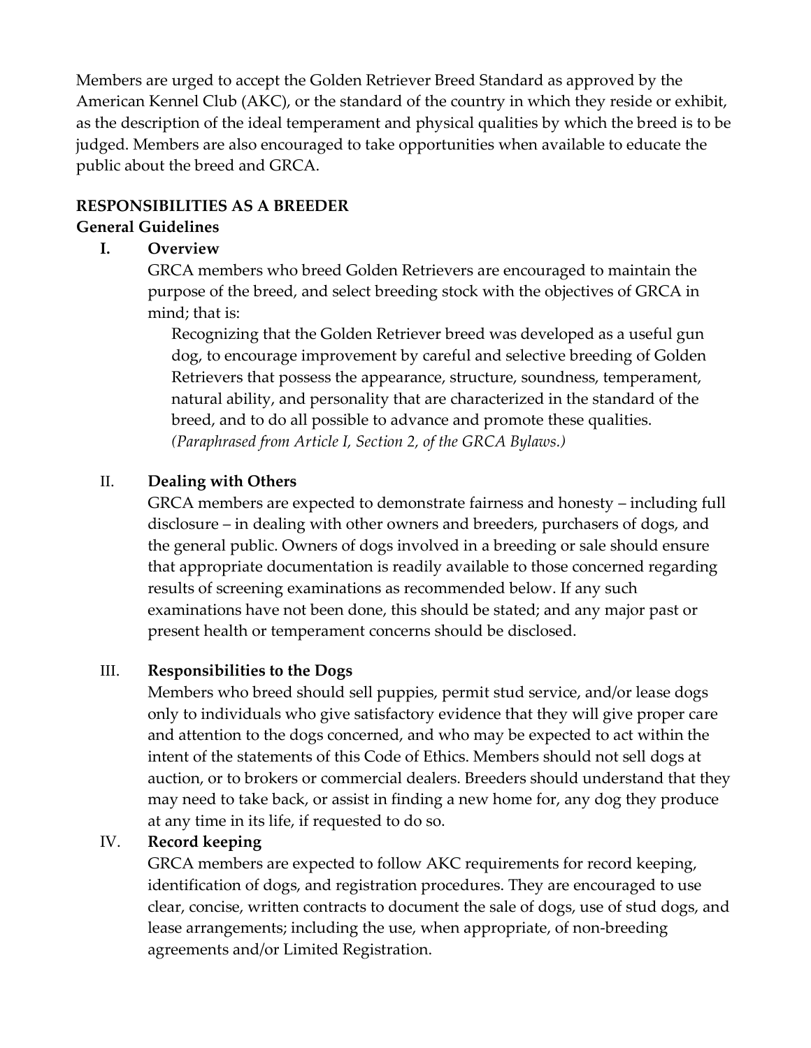Members are urged to accept the Golden Retriever Breed Standard as approved by the American Kennel Club (AKC), or the standard of the country in which they reside or exhibit, as the description of the ideal temperament and physical qualities by which the breed is to be judged. Members are also encouraged to take opportunities when available to educate the public about the breed and GRCA.

## RESPONSIBILITIES AS A BREEDER

### General Guidelines

**I. Overview**

GRCA members who breed Golden Retrievers are encouraged to maintain the purpose of the breed, and select breeding stock with the objectives of GRCA in mind; that is:

> Recognizing that the Golden Retriever breed was developed as a useful gun dog, to encourage improvement by careful and selective breeding of Golden Retrievers that possess the appearance, structure, soundness, temperament, natural ability, and personality that are characterized in the standard of the breed, and to do all possible to advance and promote these qualities. *(Paraphrased from Article I, Section 2, of the GRCA Bylaws.)*

**II. Dealing with Others**

GRCA members are expected to demonstrate fairness and honesty – including full disclosure – in dealing with other owners and breeders, purchasers of dogs, and the general public. Owners of dogs involved in a breeding or sale should ensure that appropriate documentation is readily available to those concerned regarding results of screening examinations as recommended below. If any such examinations have not been done, this should be stated; and any major past or present health or temperament concerns should be disclosed.

**III. Responsibilities to the Dogs**

Members who breed should sell puppies, permit stud service, and/or lease dogs only to individuals who give satisfactory evidence that they will give proper care and attention to the dogs concerned, and who may be expected to act within the intent of the statements of this Code of Ethics. Members should not sell dogs at auction, or to brokers or commercial dealers. Breeders should understand that they may need to take back, or assist in finding a new home for, any dog they produce at any time in its life, if requested to do so.

**IV. Record keeping**

GRCA members are expected to follow AKC requirements for record keeping, identification of dogs, and registration procedures. They are encouraged to use clear, concise, written contracts to document the sale of dogs, use of stud dogs, and lease arrangements; including the use, when appropriate, of non-breeding agreements and/or Limited Registration.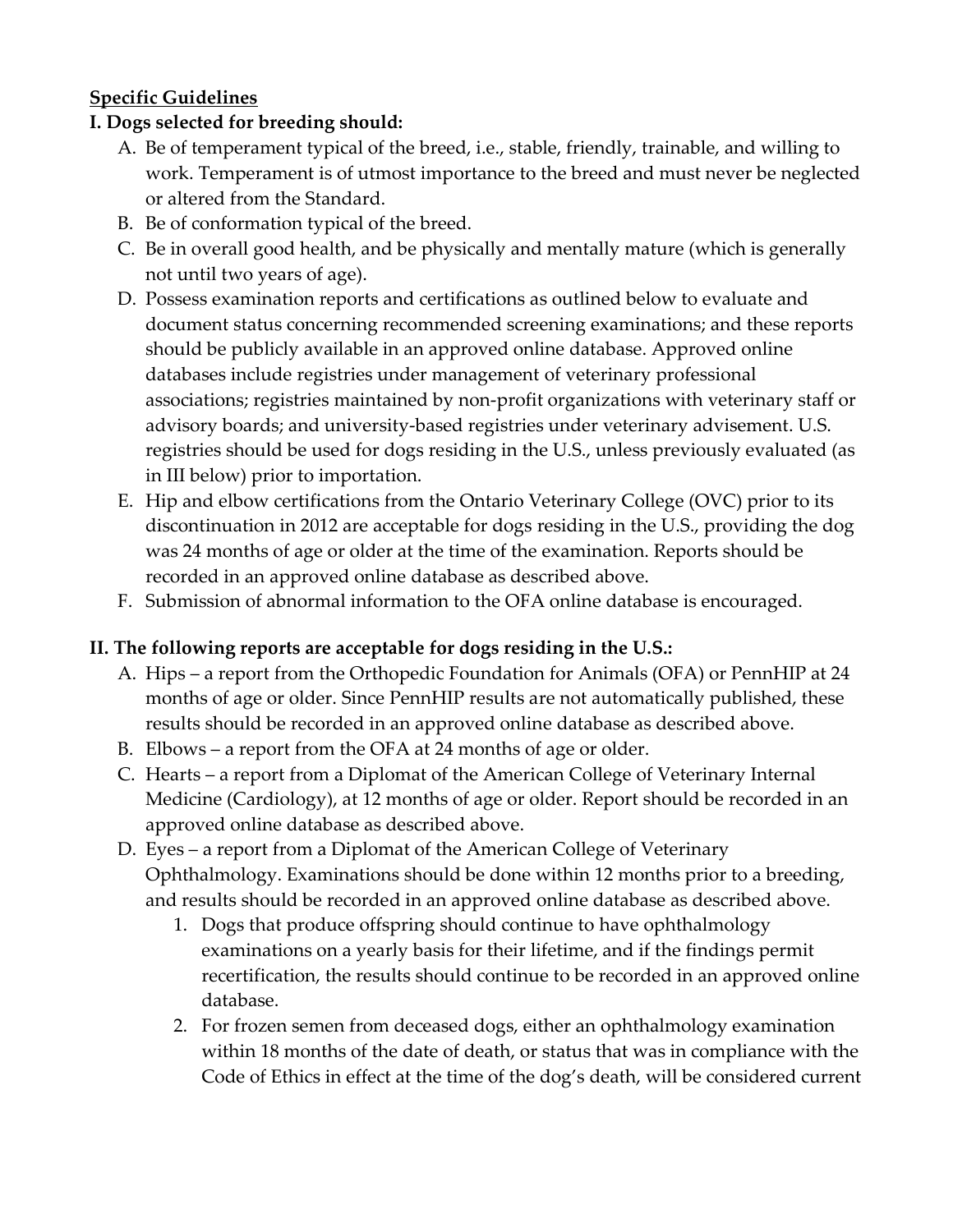**<u>Specific Guidelines</u>**

**I. Dogs selected for breeding should:**

A. Be of temperament typical of the breed, i.e., stable, friendly, trainable, and willing to work. Temperament is of utmost importance to the breed and must never be neglected or altered from the Standard.

B. Be of conformation typical of the breed.

C. Be in overall good health, and be physically and mentally mature (which is generally not until two years of age).

D. Possess examination reports and certifications as outlined below to evaluate and document status concerning recommended screening examinations; and these reports should be publicly available in an approved online database. Approved online databases include registries under management of veterinary professional associations; registries maintained by non-profit organizations with veterinary staff or advisory boards; and university-based registries under veterinary advisement. U.S. registries should be used for dogs residing in the U.S., unless previously evaluated (as in III below) prior to importation.

E. Hip and elbow certifications from the Ontario Veterinary College (OVC) prior to its discontinuation in 2012 are acceptable for dogs residing in the U.S., providing the dog was 24 months of age or older at the time of the examination. Reports should be recorded in an approved online database as described above.

F. Submission of abnormal information to the OFA online database is encouraged.

**II. The following reports are acceptable for dogs residing in the U.S.:**

A. Hips – a report from the Orthopedic Foundation for Animals (OFA) or PennHIP at 24 months of age or older. Since PennHIP results are not automatically published, these results should be recorded in an approved online database as described above.

B. Elbows – a report from the OFA at 24 months of age or older.

C. Hearts – a report from a Diplomat of the American College of Veterinary Internal Medicine (Cardiology), at 12 months of age or older. Report should be recorded in an approved online database as described above.

D. Eyes – a report from a Diplomat of the American College of Veterinary Ophthalmology. Examinations should be done within 12 months prior to a breeding, and results should be recorded in an approved online database as described above.

1. Dogs that produce offspring should continue to have ophthalmology examinations on a yearly basis for their lifetime, and if the findings permit recertification, the results should continue to be recorded in an approved online database.
2. For frozen semen from deceased dogs, either an ophthalmology examination within 18 months of the date of death, or status that was in compliance with the Code of Ethics in effect at the time of the dog's death, will be considered current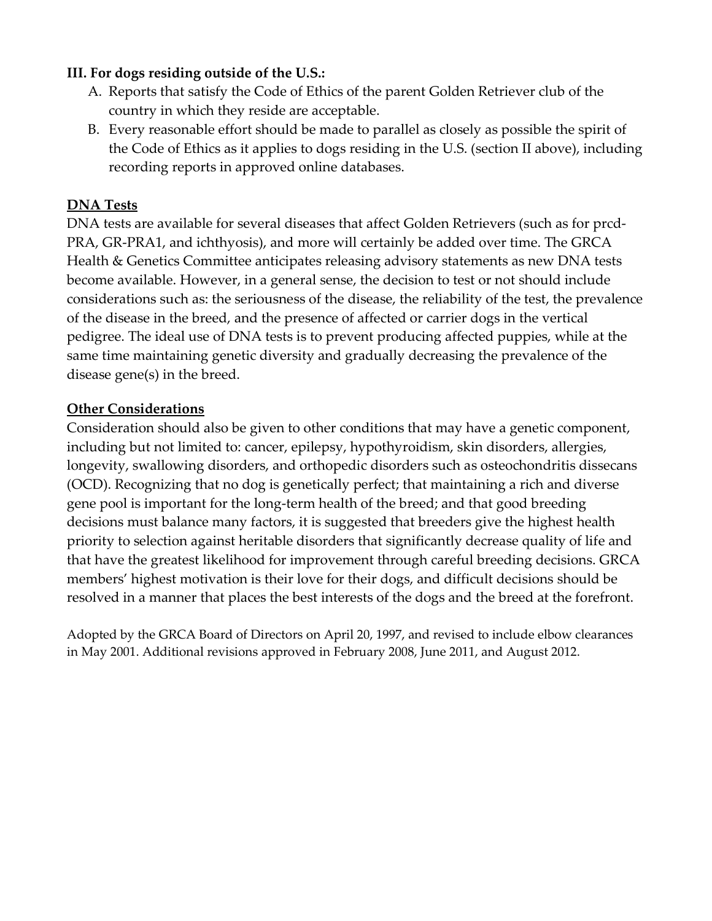**III. For dogs residing outside of the U.S.:**

A. Reports that satisfy the Code of Ethics of the parent Golden Retriever club of the country in which they reside are acceptable.
B. Every reasonable effort should be made to parallel as closely as possible the spirit of the Code of Ethics as it applies to dogs residing in the U.S. (section II above), including recording reports in approved online databases.

**DNA Tests**

DNA tests are available for several diseases that affect Golden Retrievers (such as for prcd-PRA, GR-PRA1, and ichthyosis), and more will certainly be added over time. The GRCA Health & Genetics Committee anticipates releasing advisory statements as new DNA tests become available. However, in a general sense, the decision to test or not should include considerations such as: the seriousness of the disease, the reliability of the test, the prevalence of the disease in the breed, and the presence of affected or carrier dogs in the vertical pedigree. The ideal use of DNA tests is to prevent producing affected puppies, while at the same time maintaining genetic diversity and gradually decreasing the prevalence of the disease gene(s) in the breed.

**Other Considerations**

Consideration should also be given to other conditions that may have a genetic component, including but not limited to: cancer, epilepsy, hypothyroidism, skin disorders, allergies, longevity, swallowing disorders, and orthopedic disorders such as osteochondritis dissecans (OCD). Recognizing that no dog is genetically perfect; that maintaining a rich and diverse gene pool is important for the long-term health of the breed; and that good breeding decisions must balance many factors, it is suggested that breeders give the highest health priority to selection against heritable disorders that significantly decrease quality of life and that have the greatest likelihood for improvement through careful breeding decisions. GRCA members' highest motivation is their love for their dogs, and difficult decisions should be resolved in a manner that places the best interests of the dogs and the breed at the forefront.

Adopted by the GRCA Board of Directors on April 20, 1997, and revised to include elbow clearances in May 2001. Additional revisions approved in February 2008, June 2011, and August 2012.